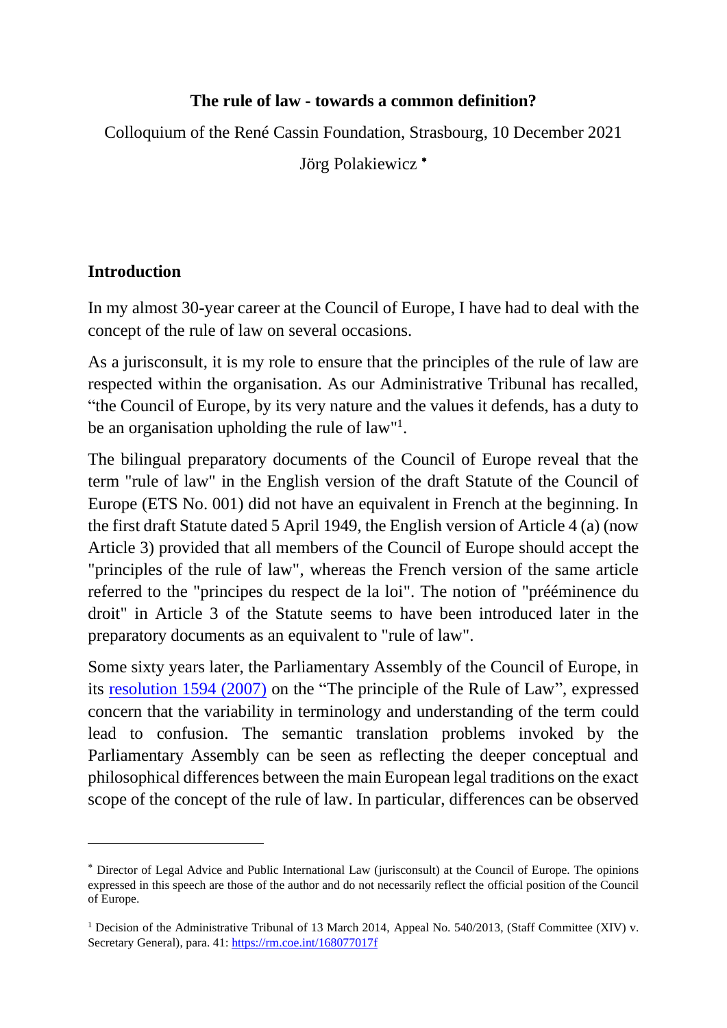**The rule of law - towards a common definition?**

Colloquium of the René Cassin Foundation, Strasbourg, 10 December 2021

Jörg Polakiewicz [*]

## Introduction

In my almost 30-year career at the Council of Europe, I have had to deal with the concept of the rule of law on several occasions.

As a jurisconsult, it is my role to ensure that the principles of the rule of law are respected within the organisation. As our Administrative Tribunal has recalled, "the Council of Europe, by its very nature and the values it defends, has a duty to be an organisation upholding the rule of law"[1].

The bilingual preparatory documents of the Council of Europe reveal that the term "rule of law" in the English version of the draft Statute of the Council of Europe (ETS No. 001) did not have an equivalent in French at the beginning. In the first draft Statute dated 5 April 1949, the English version of Article 4 (a) (now Article 3) provided that all members of the Council of Europe should accept the "principles of the rule of law", whereas the French version of the same article referred to the "principes du respect de la loi". The notion of "prééminence du droit" in Article 3 of the Statute seems to have been introduced later in the preparatory documents as an equivalent to "rule of law".

Some sixty years later, the Parliamentary Assembly of the Council of Europe, in its [resolution 1594 (2007)](#) on the "The principle of the Rule of Law", expressed concern that the variability in terminology and understanding of the term could lead to confusion. The semantic translation problems invoked by the Parliamentary Assembly can be seen as reflecting the deeper conceptual and philosophical differences between the main European legal traditions on the exact scope of the concept of the rule of law. In particular, differences can be observed

---

[*] Director of Legal Advice and Public International Law (jurisconsult) at the Council of Europe. The opinions expressed in this speech are those of the author and do not necessarily reflect the official position of the Council of Europe.

[1] Decision of the Administrative Tribunal of 13 March 2014, Appeal No. 540/2013, (Staff Committee (XIV) v. Secretary General), para. 41: https://rm.coe.int/168077017f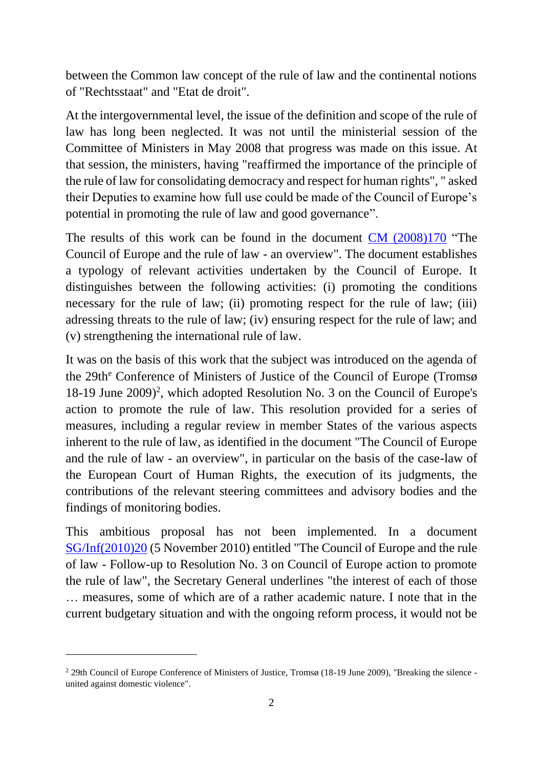between the Common law concept of the rule of law and the continental notions of "Rechtsstaat" and "Etat de droit".

At the intergovernmental level, the issue of the definition and scope of the rule of law has long been neglected. It was not until the ministerial session of the Committee of Ministers in May 2008 that progress was made on this issue. At that session, the ministers, having "reaffirmed the importance of the principle of the rule of law for consolidating democracy and respect for human rights", " asked their Deputies to examine how full use could be made of the Council of Europe's potential in promoting the rule of law and good governance".

The results of this work can be found in the document [CM (2008)170](CM (2008)170) "The Council of Europe and the rule of law - an overview". The document establishes a typology of relevant activities undertaken by the Council of Europe. It distinguishes between the following activities: (i) promoting the conditions necessary for the rule of law; (ii) promoting respect for the rule of law; (iii) adressing threats to the rule of law; (iv) ensuring respect for the rule of law; and (v) strengthening the international rule of law.

It was on the basis of this work that the subject was introduced on the agenda of the 29th[e] Conference of Ministers of Justice of the Council of Europe (Tromsø 18-19 June 2009)[2], which adopted Resolution No. 3 on the Council of Europe's action to promote the rule of law. This resolution provided for a series of measures, including a regular review in member States of the various aspects inherent to the rule of law, as identified in the document "The Council of Europe and the rule of law - an overview", in particular on the basis of the case-law of the European Court of Human Rights, the execution of its judgments, the contributions of the relevant steering committees and advisory bodies and the findings of monitoring bodies.

This ambitious proposal has not been implemented. In a document [SG/Inf(2010)20](SG/Inf(2010)20) (5 November 2010) entitled "The Council of Europe and the rule of law - Follow-up to Resolution No. 3 on Council of Europe action to promote the rule of law", the Secretary General underlines "the interest of each of those … measures, some of which are of a rather academic nature. I note that in the current budgetary situation and with the ongoing reform process, it would not be

---

[2] 29th Council of Europe Conference of Ministers of Justice, Tromsø (18-19 June 2009), "Breaking the silence - united against domestic violence".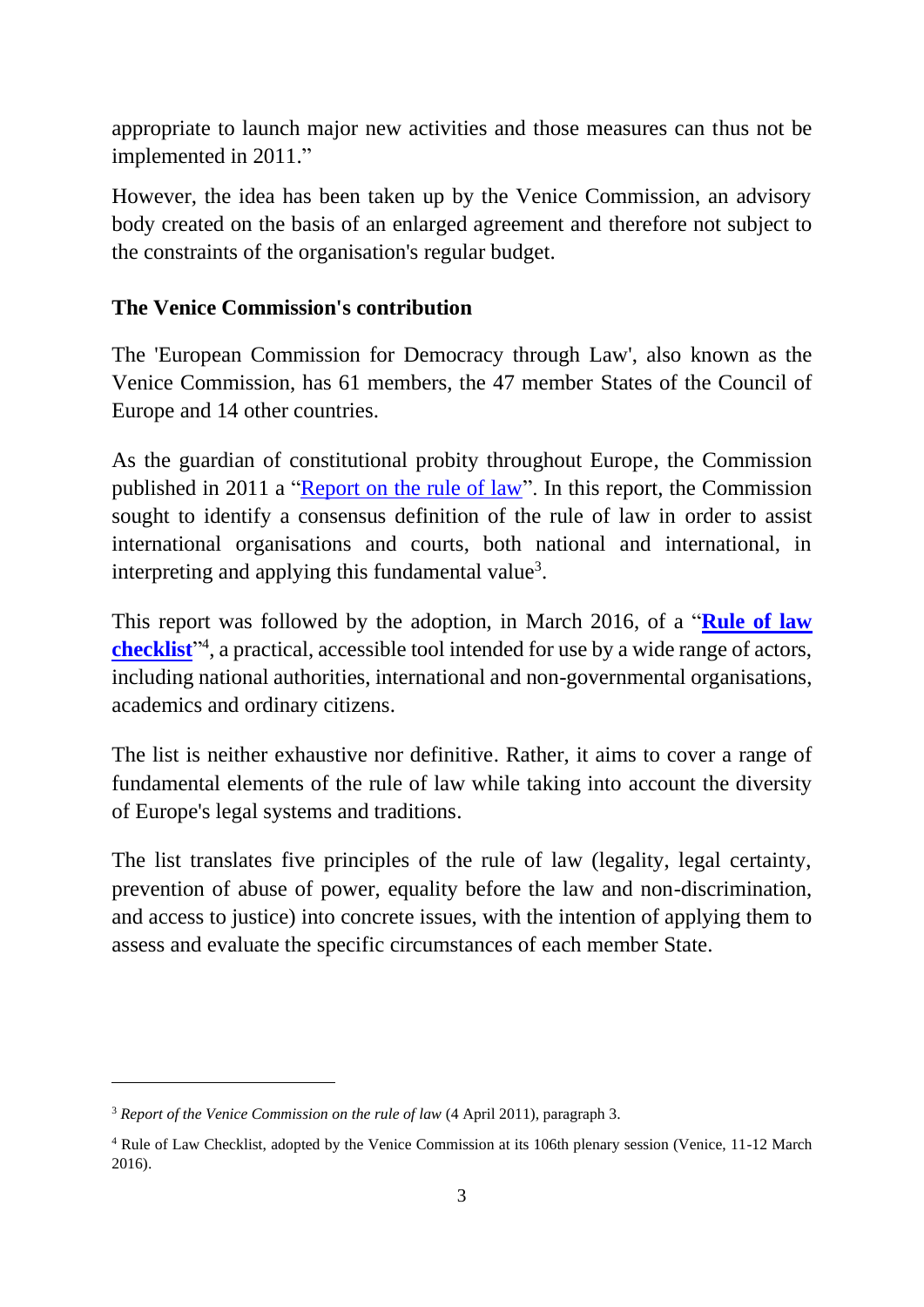appropriate to launch major new activities and those measures can thus not be implemented in 2011."

However, the idea has been taken up by the Venice Commission, an advisory body created on the basis of an enlarged agreement and therefore not subject to the constraints of the organisation's regular budget.

## The Venice Commission's contribution

The 'European Commission for Democracy through Law', also known as the Venice Commission, has 61 members, the 47 member States of the Council of Europe and 14 other countries.

As the guardian of constitutional probity throughout Europe, the Commission published in 2011 a "Report on the rule of law". In this report, the Commission sought to identify a consensus definition of the rule of law in order to assist international organisations and courts, both national and international, in interpreting and applying this fundamental value[3].

This report was followed by the adoption, in March 2016, of a "**Rule of law checklist**"[4], a practical, accessible tool intended for use by a wide range of actors, including national authorities, international and non-governmental organisations, academics and ordinary citizens.

The list is neither exhaustive nor definitive. Rather, it aims to cover a range of fundamental elements of the rule of law while taking into account the diversity of Europe's legal systems and traditions.

The list translates five principles of the rule of law (legality, legal certainty, prevention of abuse of power, equality before the law and non-discrimination, and access to justice) into concrete issues, with the intention of applying them to assess and evaluate the specific circumstances of each member State.

---

[3] *Report of the Venice Commission on the rule of law* (4 April 2011), paragraph 3.

[4] Rule of Law Checklist, adopted by the Venice Commission at its 106th plenary session (Venice, 11-12 March 2016).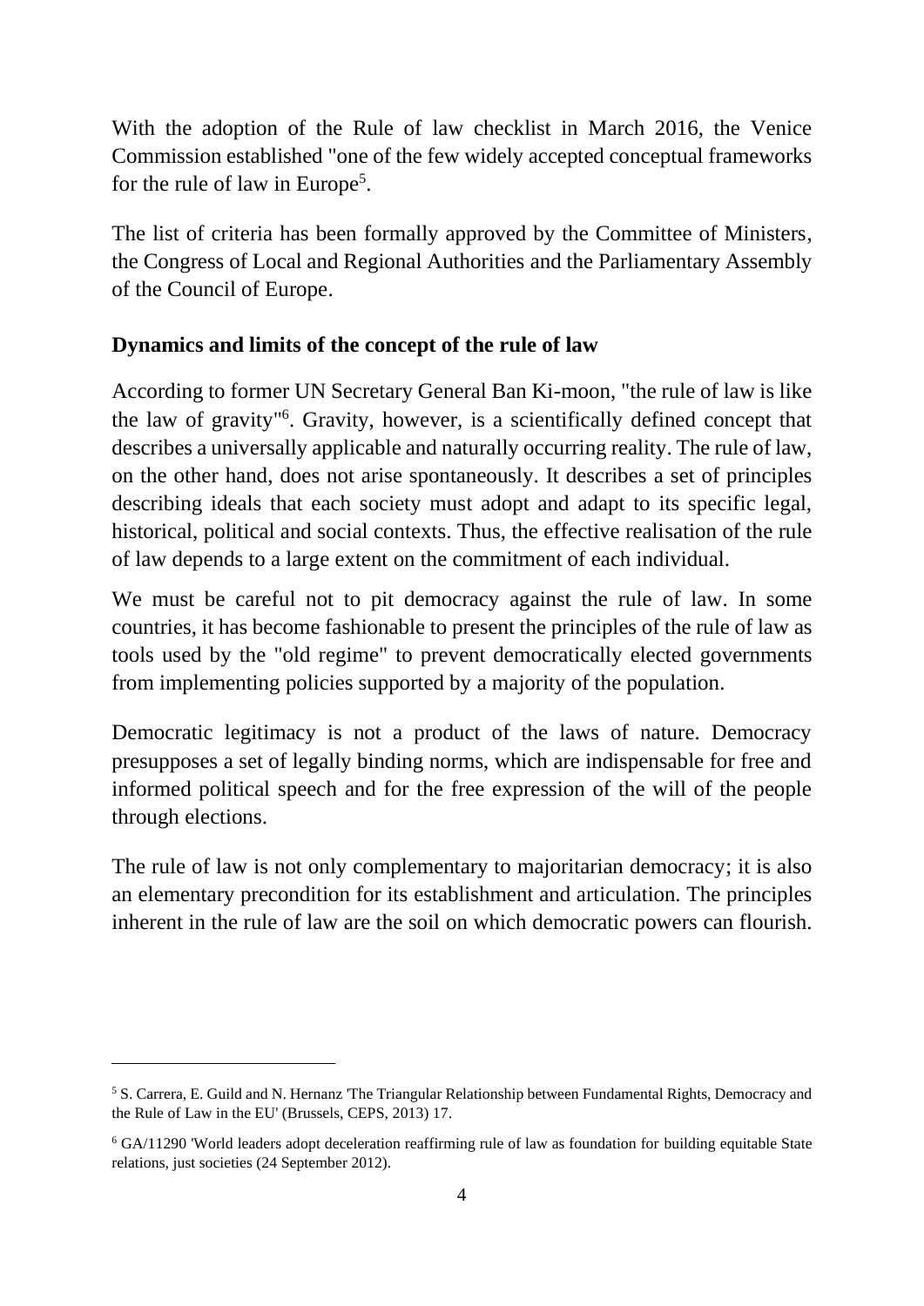With the adoption of the Rule of law checklist in March 2016, the Venice Commission established "one of the few widely accepted conceptual frameworks for the rule of law in Europe[5].

The list of criteria has been formally approved by the Committee of Ministers, the Congress of Local and Regional Authorities and the Parliamentary Assembly of the Council of Europe.

**Dynamics and limits of the concept of the rule of law**

According to former UN Secretary General Ban Ki-moon, "the rule of law is like the law of gravity"[6]. Gravity, however, is a scientifically defined concept that describes a universally applicable and naturally occurring reality. The rule of law, on the other hand, does not arise spontaneously. It describes a set of principles describing ideals that each society must adopt and adapt to its specific legal, historical, political and social contexts. Thus, the effective realisation of the rule of law depends to a large extent on the commitment of each individual.

We must be careful not to pit democracy against the rule of law. In some countries, it has become fashionable to present the principles of the rule of law as tools used by the "old regime" to prevent democratically elected governments from implementing policies supported by a majority of the population.

Democratic legitimacy is not a product of the laws of nature. Democracy presupposes a set of legally binding norms, which are indispensable for free and informed political speech and for the free expression of the will of the people through elections.

The rule of law is not only complementary to majoritarian democracy; it is also an elementary precondition for its establishment and articulation. The principles inherent in the rule of law are the soil on which democratic powers can flourish.

---

[5] S. Carrera, E. Guild and N. Hernanz 'The Triangular Relationship between Fundamental Rights, Democracy and the Rule of Law in the EU' (Brussels, CEPS, 2013) 17.

[6] GA/11290 'World leaders adopt deceleration reaffirming rule of law as foundation for building equitable State relations, just societies (24 September 2012).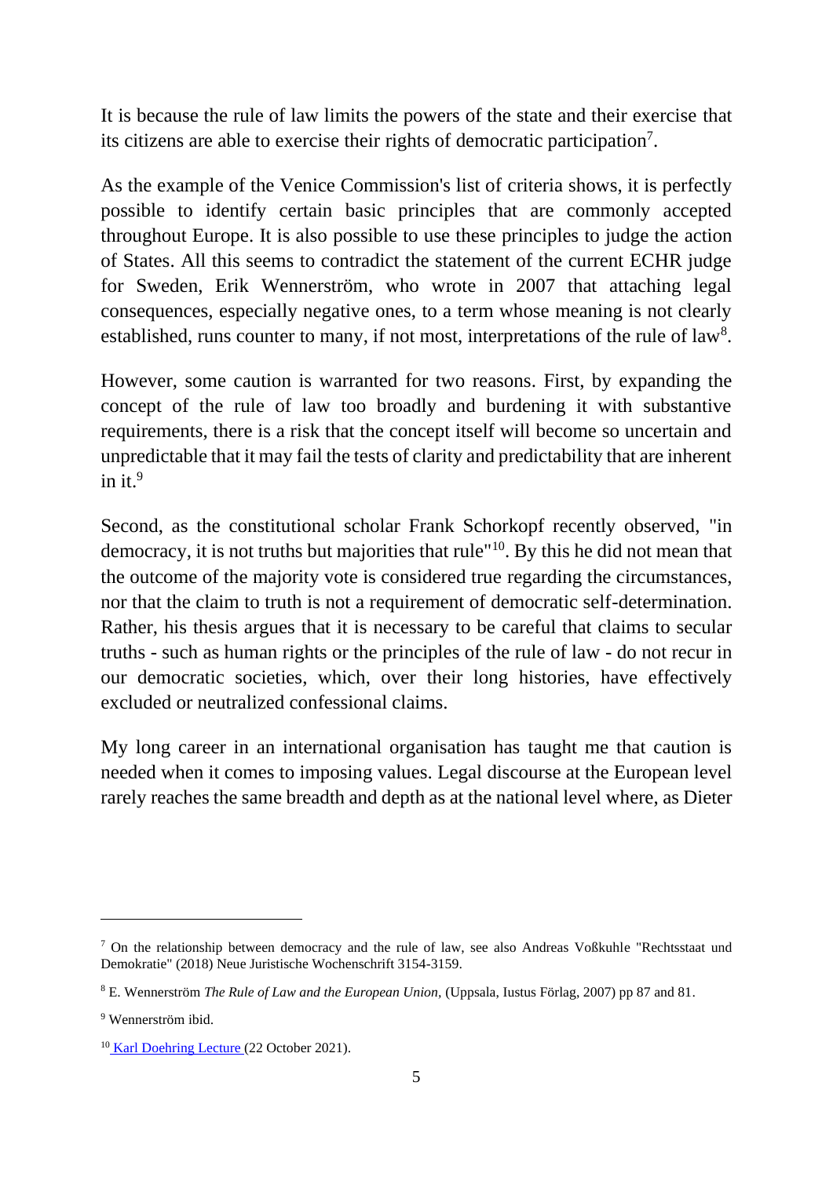It is because the rule of law limits the powers of the state and their exercise that its citizens are able to exercise their rights of democratic participation[7].

As the example of the Venice Commission's list of criteria shows, it is perfectly possible to identify certain basic principles that are commonly accepted throughout Europe. It is also possible to use these principles to judge the action of States. All this seems to contradict the statement of the current ECHR judge for Sweden, Erik Wennerström, who wrote in 2007 that attaching legal consequences, especially negative ones, to a term whose meaning is not clearly established, runs counter to many, if not most, interpretations of the rule of law[8].

However, some caution is warranted for two reasons. First, by expanding the concept of the rule of law too broadly and burdening it with substantive requirements, there is a risk that the concept itself will become so uncertain and unpredictable that it may fail the tests of clarity and predictability that are inherent in it.[9]

Second, as the constitutional scholar Frank Schorkopf recently observed, "in democracy, it is not truths but majorities that rule"[10]. By this he did not mean that the outcome of the majority vote is considered true regarding the circumstances, nor that the claim to truth is not a requirement of democratic self-determination. Rather, his thesis argues that it is necessary to be careful that claims to secular truths - such as human rights or the principles of the rule of law - do not recur in our democratic societies, which, over their long histories, have effectively excluded or neutralized confessional claims.

My long career in an international organisation has taught me that caution is needed when it comes to imposing values. Legal discourse at the European level rarely reaches the same breadth and depth as at the national level where, as Dieter

---

[7] On the relationship between democracy and the rule of law, see also Andreas Voßkuhle "Rechtsstaat und Demokratie" (2018) Neue Juristische Wochenschrift 3154-3159.

[8] E. Wennerström *The Rule of Law and the European Union*, (Uppsala, Iustus Förlag, 2007) pp 87 and 81.

[9] Wennerström ibid.

[10] Karl Doehring Lecture (22 October 2021).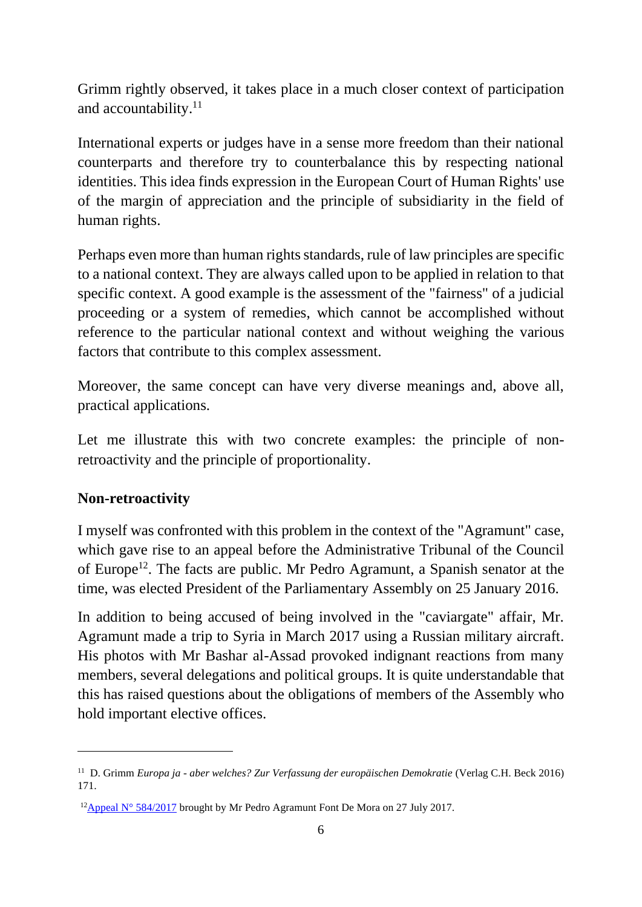Grimm rightly observed, it takes place in a much closer context of participation and accountability.[11]

International experts or judges have in a sense more freedom than their national counterparts and therefore try to counterbalance this by respecting national identities. This idea finds expression in the European Court of Human Rights' use of the margin of appreciation and the principle of subsidiarity in the field of human rights.

Perhaps even more than human rights standards, rule of law principles are specific to a national context. They are always called upon to be applied in relation to that specific context. A good example is the assessment of the "fairness" of a judicial proceeding or a system of remedies, which cannot be accomplished without reference to the particular national context and without weighing the various factors that contribute to this complex assessment.

Moreover, the same concept can have very diverse meanings and, above all, practical applications.

Let me illustrate this with two concrete examples: the principle of non-retroactivity and the principle of proportionality.

**Non-retroactivity**

I myself was confronted with this problem in the context of the "Agramunt" case, which gave rise to an appeal before the Administrative Tribunal of the Council of Europe[12]. The facts are public. Mr Pedro Agramunt, a Spanish senator at the time, was elected President of the Parliamentary Assembly on 25 January 2016.

In addition to being accused of being involved in the "caviargate" affair, Mr. Agramunt made a trip to Syria in March 2017 using a Russian military aircraft. His photos with Mr Bashar al-Assad provoked indignant reactions from many members, several delegations and political groups. It is quite understandable that this has raised questions about the obligations of members of the Assembly who hold important elective offices.

---

[11] D. Grimm *Europa ja - aber welches? Zur Verfassung der europäischen Demokratie* (Verlag C.H. Beck 2016) 171.

[12] Appeal N° 584/2017 brought by Mr Pedro Agramunt Font De Mora on 27 July 2017.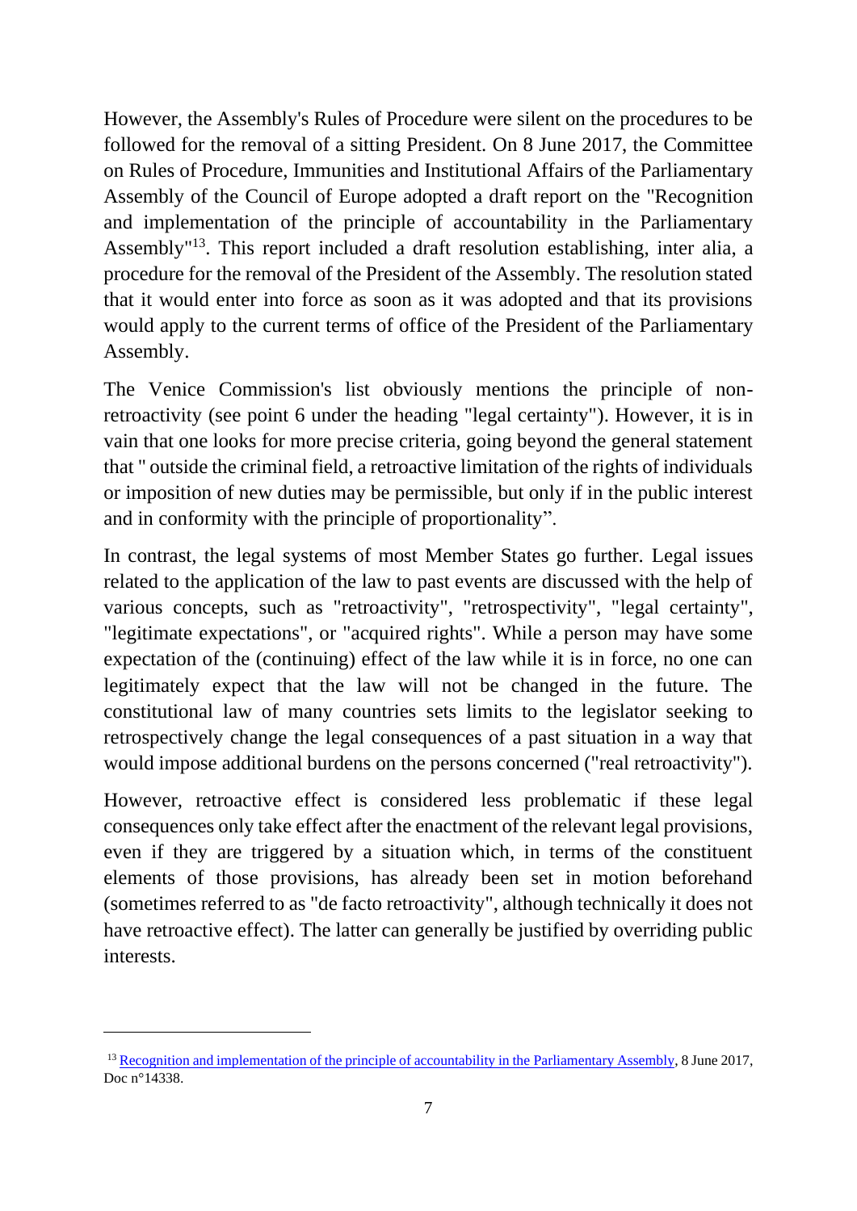However, the Assembly's Rules of Procedure were silent on the procedures to be followed for the removal of a sitting President. On 8 June 2017, the Committee on Rules of Procedure, Immunities and Institutional Affairs of the Parliamentary Assembly of the Council of Europe adopted a draft report on the "Recognition and implementation of the principle of accountability in the Parliamentary Assembly"[13]. This report included a draft resolution establishing, inter alia, a procedure for the removal of the President of the Assembly. The resolution stated that it would enter into force as soon as it was adopted and that its provisions would apply to the current terms of office of the President of the Parliamentary Assembly.

The Venice Commission's list obviously mentions the principle of non-retroactivity (see point 6 under the heading "legal certainty"). However, it is in vain that one looks for more precise criteria, going beyond the general statement that " outside the criminal field, a retroactive limitation of the rights of individuals or imposition of new duties may be permissible, but only if in the public interest and in conformity with the principle of proportionality".

In contrast, the legal systems of most Member States go further. Legal issues related to the application of the law to past events are discussed with the help of various concepts, such as "retroactivity", "retrospectivity", "legal certainty", "legitimate expectations", or "acquired rights". While a person may have some expectation of the (continuing) effect of the law while it is in force, no one can legitimately expect that the law will not be changed in the future. The constitutional law of many countries sets limits to the legislator seeking to retrospectively change the legal consequences of a past situation in a way that would impose additional burdens on the persons concerned ("real retroactivity").

However, retroactive effect is considered less problematic if these legal consequences only take effect after the enactment of the relevant legal provisions, even if they are triggered by a situation which, in terms of the constituent elements of those provisions, has already been set in motion beforehand (sometimes referred to as "de facto retroactivity", although technically it does not have retroactive effect). The latter can generally be justified by overriding public interests.

---

[13] Recognition and implementation of the principle of accountability in the Parliamentary Assembly, 8 June 2017, Doc n°14338.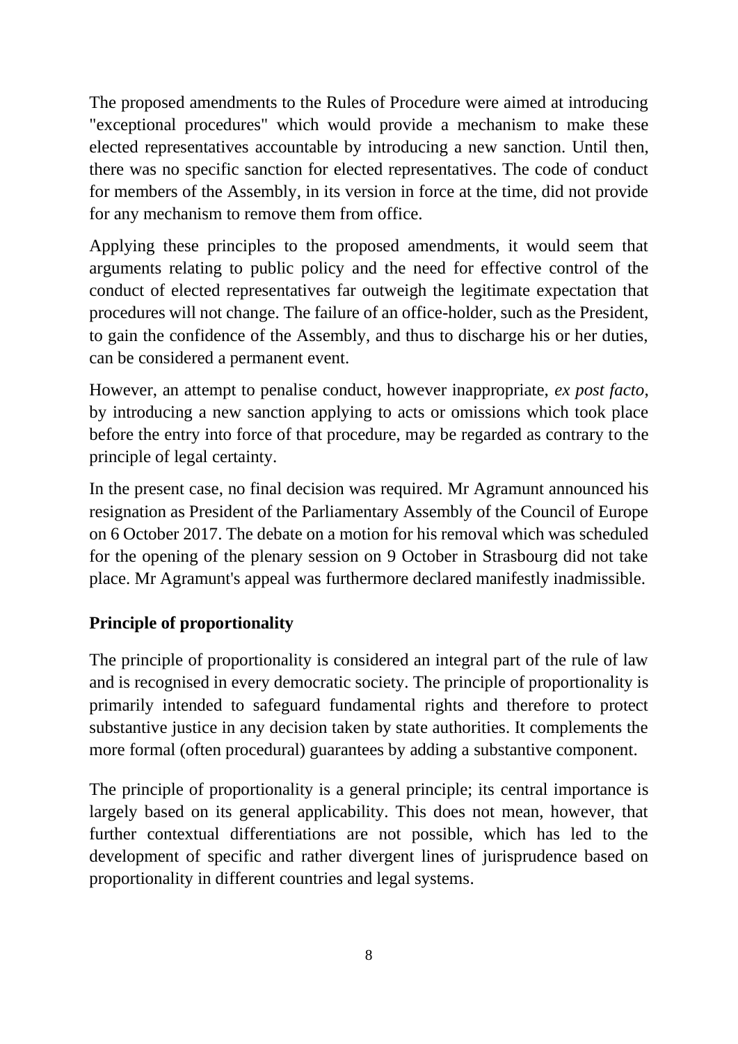The proposed amendments to the Rules of Procedure were aimed at introducing "exceptional procedures" which would provide a mechanism to make these elected representatives accountable by introducing a new sanction. Until then, there was no specific sanction for elected representatives. The code of conduct for members of the Assembly, in its version in force at the time, did not provide for any mechanism to remove them from office.

Applying these principles to the proposed amendments, it would seem that arguments relating to public policy and the need for effective control of the conduct of elected representatives far outweigh the legitimate expectation that procedures will not change. The failure of an office-holder, such as the President, to gain the confidence of the Assembly, and thus to discharge his or her duties, can be considered a permanent event.

However, an attempt to penalise conduct, however inappropriate, *ex post facto*, by introducing a new sanction applying to acts or omissions which took place before the entry into force of that procedure, may be regarded as contrary to the principle of legal certainty.

In the present case, no final decision was required. Mr Agramunt announced his resignation as President of the Parliamentary Assembly of the Council of Europe on 6 October 2017. The debate on a motion for his removal which was scheduled for the opening of the plenary session on 9 October in Strasbourg did not take place. Mr Agramunt's appeal was furthermore declared manifestly inadmissible.

**Principle of proportionality**

The principle of proportionality is considered an integral part of the rule of law and is recognised in every democratic society. The principle of proportionality is primarily intended to safeguard fundamental rights and therefore to protect substantive justice in any decision taken by state authorities. It complements the more formal (often procedural) guarantees by adding a substantive component.

The principle of proportionality is a general principle; its central importance is largely based on its general applicability. This does not mean, however, that further contextual differentiations are not possible, which has led to the development of specific and rather divergent lines of jurisprudence based on proportionality in different countries and legal systems.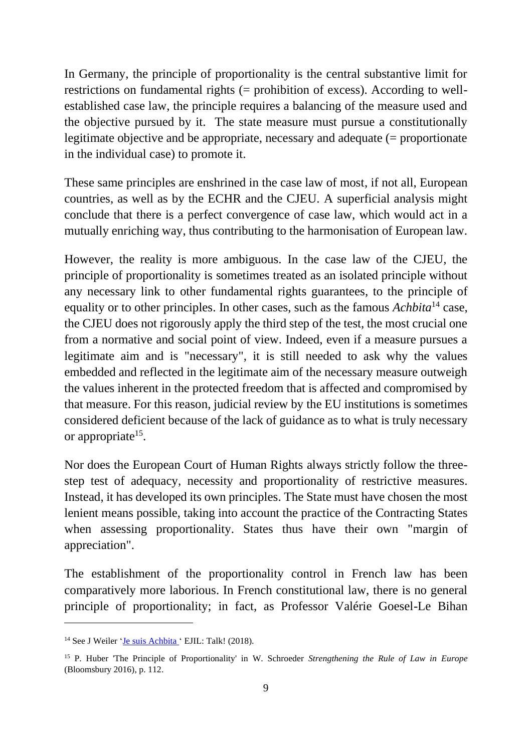In Germany, the principle of proportionality is the central substantive limit for restrictions on fundamental rights (= prohibition of excess). According to well-established case law, the principle requires a balancing of the measure used and the objective pursued by it. The state measure must pursue a constitutionally legitimate objective and be appropriate, necessary and adequate (= proportionate in the individual case) to promote it.

These same principles are enshrined in the case law of most, if not all, European countries, as well as by the ECHR and the CJEU. A superficial analysis might conclude that there is a perfect convergence of case law, which would act in a mutually enriching way, thus contributing to the harmonisation of European law.

However, the reality is more ambiguous. In the case law of the CJEU, the principle of proportionality is sometimes treated as an isolated principle without any necessary link to other fundamental rights guarantees, to the principle of equality or to other principles. In other cases, such as the famous *Achbita*[14] case, the CJEU does not rigorously apply the third step of the test, the most crucial one from a normative and social point of view. Indeed, even if a measure pursues a legitimate aim and is "necessary", it is still needed to ask why the values embedded and reflected in the legitimate aim of the necessary measure outweigh the values inherent in the protected freedom that is affected and compromised by that measure. For this reason, judicial review by the EU institutions is sometimes considered deficient because of the lack of guidance as to what is truly necessary or appropriate[15].

Nor does the European Court of Human Rights always strictly follow the three-step test of adequacy, necessity and proportionality of restrictive measures. Instead, it has developed its own principles. The State must have chosen the most lenient means possible, taking into account the practice of the Contracting States when assessing proportionality. States thus have their own "margin of appreciation".

The establishment of the proportionality control in French law has been comparatively more laborious. In French constitutional law, there is no general principle of proportionality; in fact, as Professor Valérie Goesel-Le Bihan

---

[14] See J Weiler 'Je suis Achbita ' EJIL: Talk! (2018).

[15] P. Huber 'The Principle of Proportionality' in W. Schroeder *Strengthening the Rule of Law in Europe* (Bloomsbury 2016), p. 112.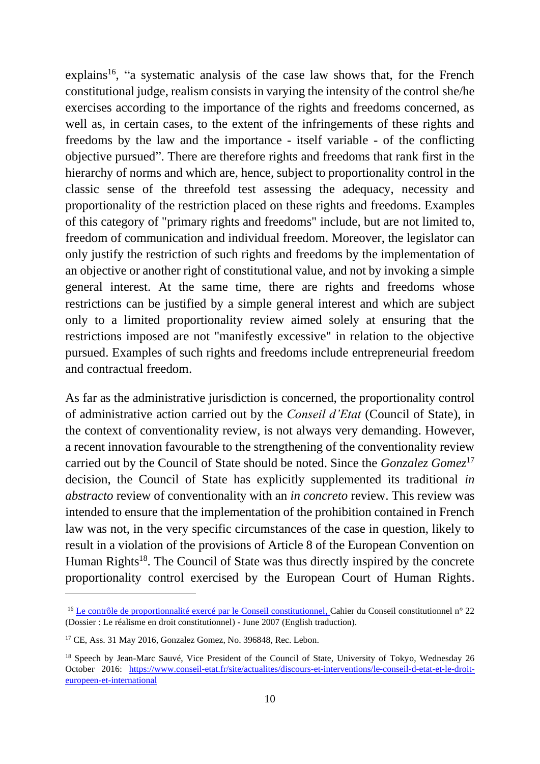explains[16], "a systematic analysis of the case law shows that, for the French constitutional judge, realism consists in varying the intensity of the control she/he exercises according to the importance of the rights and freedoms concerned, as well as, in certain cases, to the extent of the infringements of these rights and freedoms by the law and the importance - itself variable - of the conflicting objective pursued". There are therefore rights and freedoms that rank first in the hierarchy of norms and which are, hence, subject to proportionality control in the classic sense of the threefold test assessing the adequacy, necessity and proportionality of the restriction placed on these rights and freedoms. Examples of this category of "primary rights and freedoms" include, but are not limited to, freedom of communication and individual freedom. Moreover, the legislator can only justify the restriction of such rights and freedoms by the implementation of an objective or another right of constitutional value, and not by invoking a simple general interest. At the same time, there are rights and freedoms whose restrictions can be justified by a simple general interest and which are subject only to a limited proportionality review aimed solely at ensuring that the restrictions imposed are not "manifestly excessive" in relation to the objective pursued. Examples of such rights and freedoms include entrepreneurial freedom and contractual freedom.

As far as the administrative jurisdiction is concerned, the proportionality control of administrative action carried out by the *Conseil d'Etat* (Council of State), in the context of conventionality review, is not always very demanding. However, a recent innovation favourable to the strengthening of the conventionality review carried out by the Council of State should be noted. Since the *Gonzalez Gomez*[17] decision, the Council of State has explicitly supplemented its traditional *in abstracto* review of conventionality with an *in concreto* review. This review was intended to ensure that the implementation of the prohibition contained in French law was not, in the very specific circumstances of the case in question, likely to result in a violation of the provisions of Article 8 of the European Convention on Human Rights[18]. The Council of State was thus directly inspired by the concrete proportionality control exercised by the European Court of Human Rights.

---

[16] Le contrôle de proportionnalité exercé par le Conseil constitutionnel, Cahier du Conseil constitutionnel n° 22 (Dossier : Le réalisme en droit constitutionnel) - June 2007 (English traduction).

[17] CE, Ass. 31 May 2016, Gonzalez Gomez, No. 396848, Rec. Lebon.

[18] Speech by Jean-Marc Sauvé, Vice President of the Council of State, University of Tokyo, Wednesday 26 October 2016: https://www.conseil-etat.fr/site/actualites/discours-et-interventions/le-conseil-d-etat-et-le-droit-europeen-et-international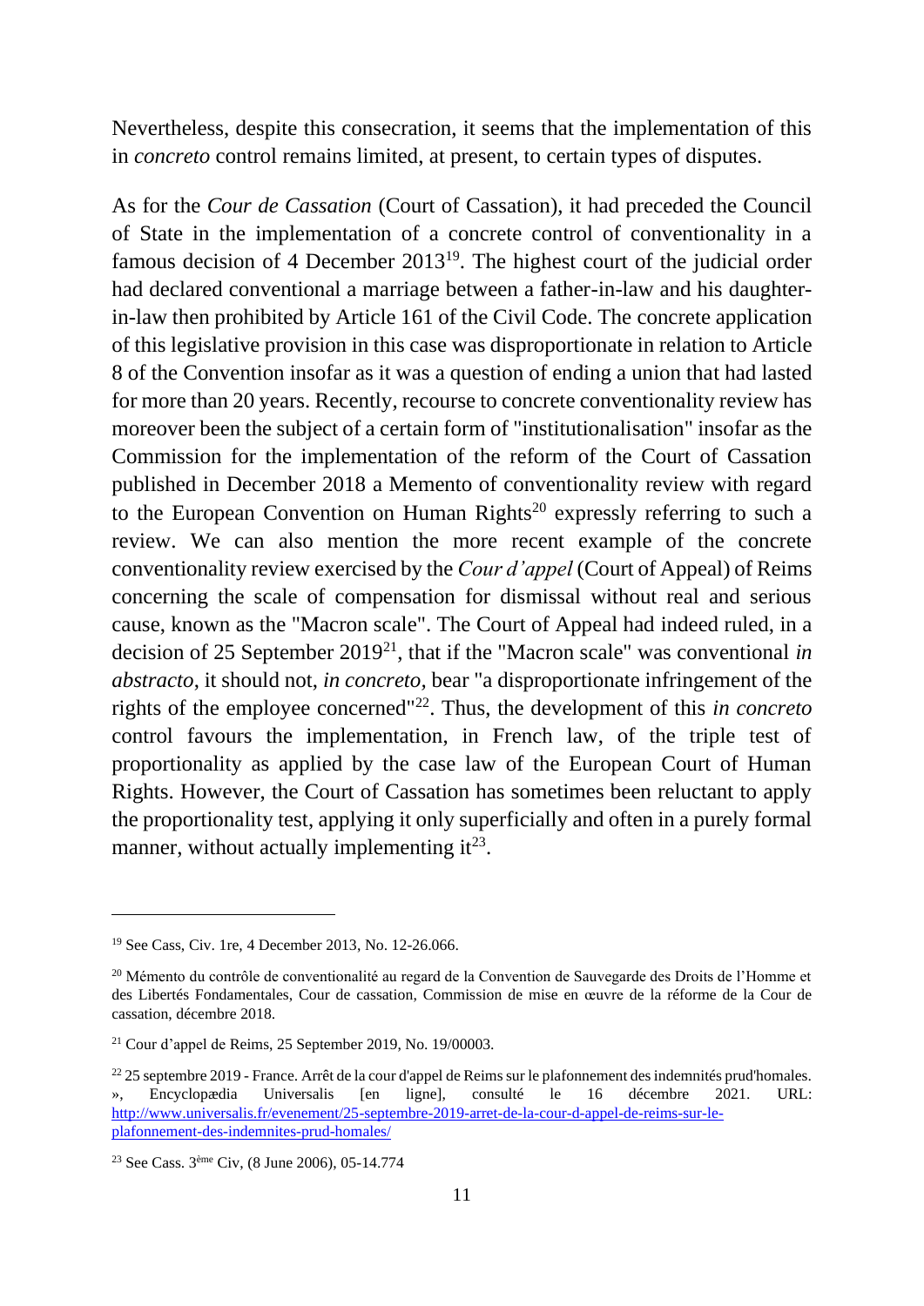Nevertheless, despite this consecration, it seems that the implementation of this in *concreto* control remains limited, at present, to certain types of disputes.

As for the *Cour de Cassation* (Court of Cassation), it had preceded the Council of State in the implementation of a concrete control of conventionality in a famous decision of 4 December 2013[19]. The highest court of the judicial order had declared conventional a marriage between a father-in-law and his daughter-in-law then prohibited by Article 161 of the Civil Code. The concrete application of this legislative provision in this case was disproportionate in relation to Article 8 of the Convention insofar as it was a question of ending a union that had lasted for more than 20 years. Recently, recourse to concrete conventionality review has moreover been the subject of a certain form of "institutionalisation" insofar as the Commission for the implementation of the reform of the Court of Cassation published in December 2018 a Memento of conventionality review with regard to the European Convention on Human Rights[20] expressly referring to such a review. We can also mention the more recent example of the concrete conventionality review exercised by the *Cour d'appel* (Court of Appeal) of Reims concerning the scale of compensation for dismissal without real and serious cause, known as the "Macron scale". The Court of Appeal had indeed ruled, in a decision of 25 September 2019[21], that if the "Macron scale" was conventional *in abstracto*, it should not, *in concreto,* bear "a disproportionate infringement of the rights of the employee concerned"[22]. Thus, the development of this *in concreto* control favours the implementation, in French law, of the triple test of proportionality as applied by the case law of the European Court of Human Rights. However, the Court of Cassation has sometimes been reluctant to apply the proportionality test, applying it only superficially and often in a purely formal manner, without actually implementing it[23].

---

[19] See Cass, Civ. 1re, 4 December 2013, No. 12-26.066.

[20] Mémento du contrôle de conventionalité au regard de la Convention de Sauvegarde des Droits de l'Homme et des Libertés Fondamentales, Cour de cassation, Commission de mise en œuvre de la réforme de la Cour de cassation, décembre 2018.

[21] Cour d'appel de Reims, 25 September 2019, No. 19/00003.

[22] 25 septembre 2019 - France. Arrêt de la cour d'appel de Reims sur le plafonnement des indemnités prud'homales. », Encyclopædia Universalis [en ligne], consulté le 16 décembre 2021. URL: http://www.universalis.fr/evenement/25-septembre-2019-arret-de-la-cour-d-appel-de-reims-sur-le-plafonnement-des-indemnites-prud-homales/

[23] See Cass. 3ème Civ, (8 June 2006), 05-14.774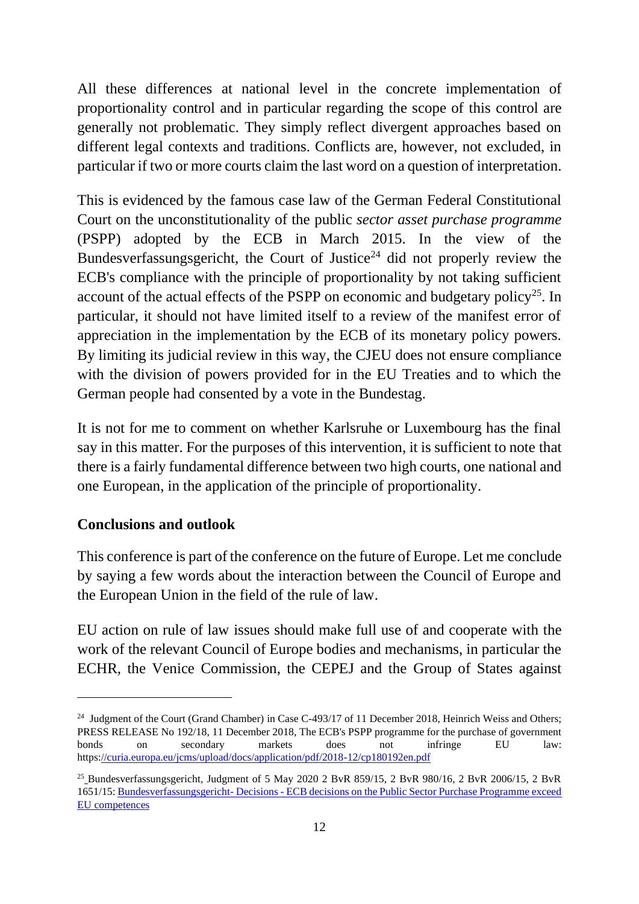All these differences at national level in the concrete implementation of proportionality control and in particular regarding the scope of this control are generally not problematic. They simply reflect divergent approaches based on different legal contexts and traditions. Conflicts are, however, not excluded, in particular if two or more courts claim the last word on a question of interpretation.

This is evidenced by the famous case law of the German Federal Constitutional Court on the unconstitutionality of the public *sector asset purchase programme* (PSPP) adopted by the ECB in March 2015. In the view of the Bundesverfassungsgericht, the Court of Justice[24] did not properly review the ECB's compliance with the principle of proportionality by not taking sufficient account of the actual effects of the PSPP on economic and budgetary policy[25]. In particular, it should not have limited itself to a review of the manifest error of appreciation in the implementation by the ECB of its monetary policy powers. By limiting its judicial review in this way, the CJEU does not ensure compliance with the division of powers provided for in the EU Treaties and to which the German people had consented by a vote in the Bundestag.

It is not for me to comment on whether Karlsruhe or Luxembourg has the final say in this matter. For the purposes of this intervention, it is sufficient to note that there is a fairly fundamental difference between two high courts, one national and one European, in the application of the principle of proportionality.

**Conclusions and outlook**

This conference is part of the conference on the future of Europe. Let me conclude by saying a few words about the interaction between the Council of Europe and the European Union in the field of the rule of law.

EU action on rule of law issues should make full use of and cooperate with the work of the relevant Council of Europe bodies and mechanisms, in particular the ECHR, the Venice Commission, the CEPEJ and the Group of States against

---

[24] Judgment of the Court (Grand Chamber) in Case C-493/17 of 11 December 2018, Heinrich Weiss and Others; PRESS RELEASE No 192/18, 11 December 2018, The ECB's PSPP programme for the purchase of government bonds on secondary markets does not infringe EU law: https://curia.europa.eu/jcms/upload/docs/application/pdf/2018-12/cp180192en.pdf

[25] Bundesverfassungsgericht, Judgment of 5 May 2020 2 BvR 859/15, 2 BvR 980/16, 2 BvR 2006/15, 2 BvR 1651/15: Bundesverfassungsgericht- Decisions - ECB decisions on the Public Sector Purchase Programme exceed EU competences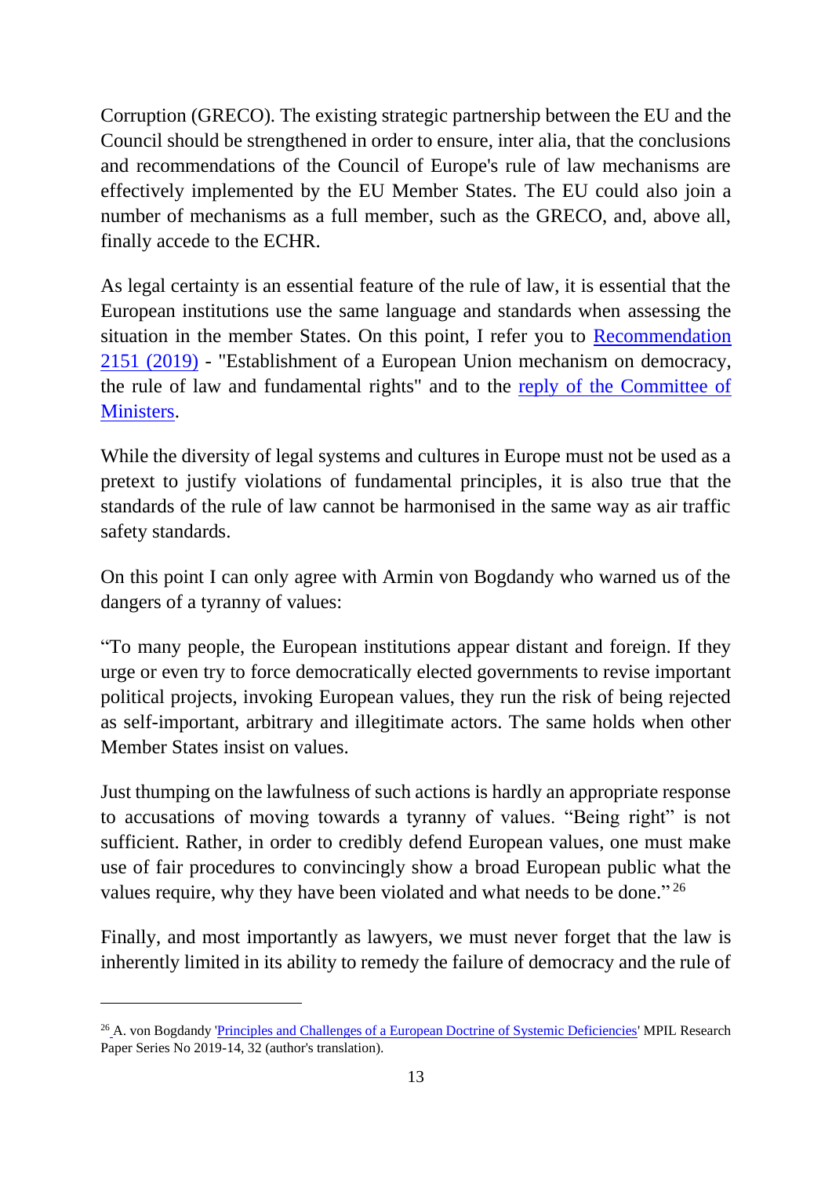Corruption (GRECO). The existing strategic partnership between the EU and the Council should be strengthened in order to ensure, inter alia, that the conclusions and recommendations of the Council of Europe's rule of law mechanisms are effectively implemented by the EU Member States. The EU could also join a number of mechanisms as a full member, such as the GRECO, and, above all, finally accede to the ECHR.

As legal certainty is an essential feature of the rule of law, it is essential that the European institutions use the same language and standards when assessing the situation in the member States. On this point, I refer you to [Recommendation 2151 (2019)]() - "Establishment of a European Union mechanism on democracy, the rule of law and fundamental rights" and to the [reply of the Committee of Ministers]().

While the diversity of legal systems and cultures in Europe must not be used as a pretext to justify violations of fundamental principles, it is also true that the standards of the rule of law cannot be harmonised in the same way as air traffic safety standards.

On this point I can only agree with Armin von Bogdandy who warned us of the dangers of a tyranny of values:

"To many people, the European institutions appear distant and foreign. If they urge or even try to force democratically elected governments to revise important political projects, invoking European values, they run the risk of being rejected as self-important, arbitrary and illegitimate actors. The same holds when other Member States insist on values.

Just thumping on the lawfulness of such actions is hardly an appropriate response to accusations of moving towards a tyranny of values. "Being right" is not sufficient. Rather, in order to credibly defend European values, one must make use of fair procedures to convincingly show a broad European public what the values require, why they have been violated and what needs to be done." [26]

Finally, and most importantly as lawyers, we must never forget that the law is inherently limited in its ability to remedy the failure of democracy and the rule of

---

[26] A. von Bogdandy '[Principles and Challenges of a European Doctrine of Systemic Deficiencies]()' MPIL Research Paper Series No 2019-14, 32 (author's translation).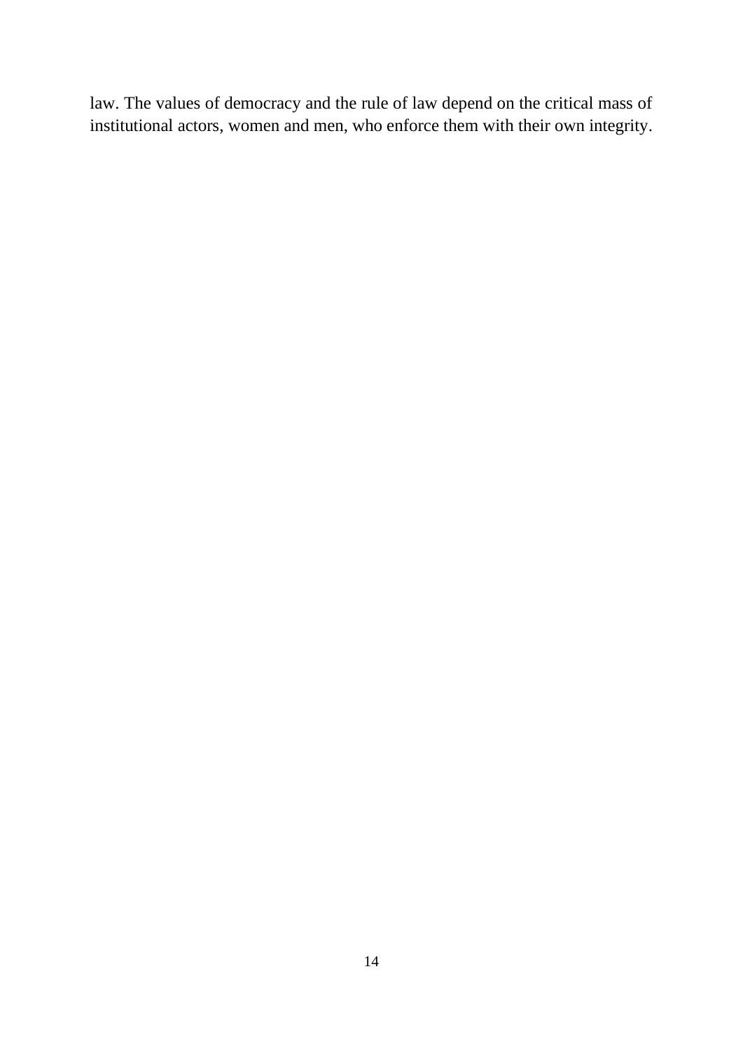law. The values of democracy and the rule of law depend on the critical mass of institutional actors, women and men, who enforce them with their own integrity.